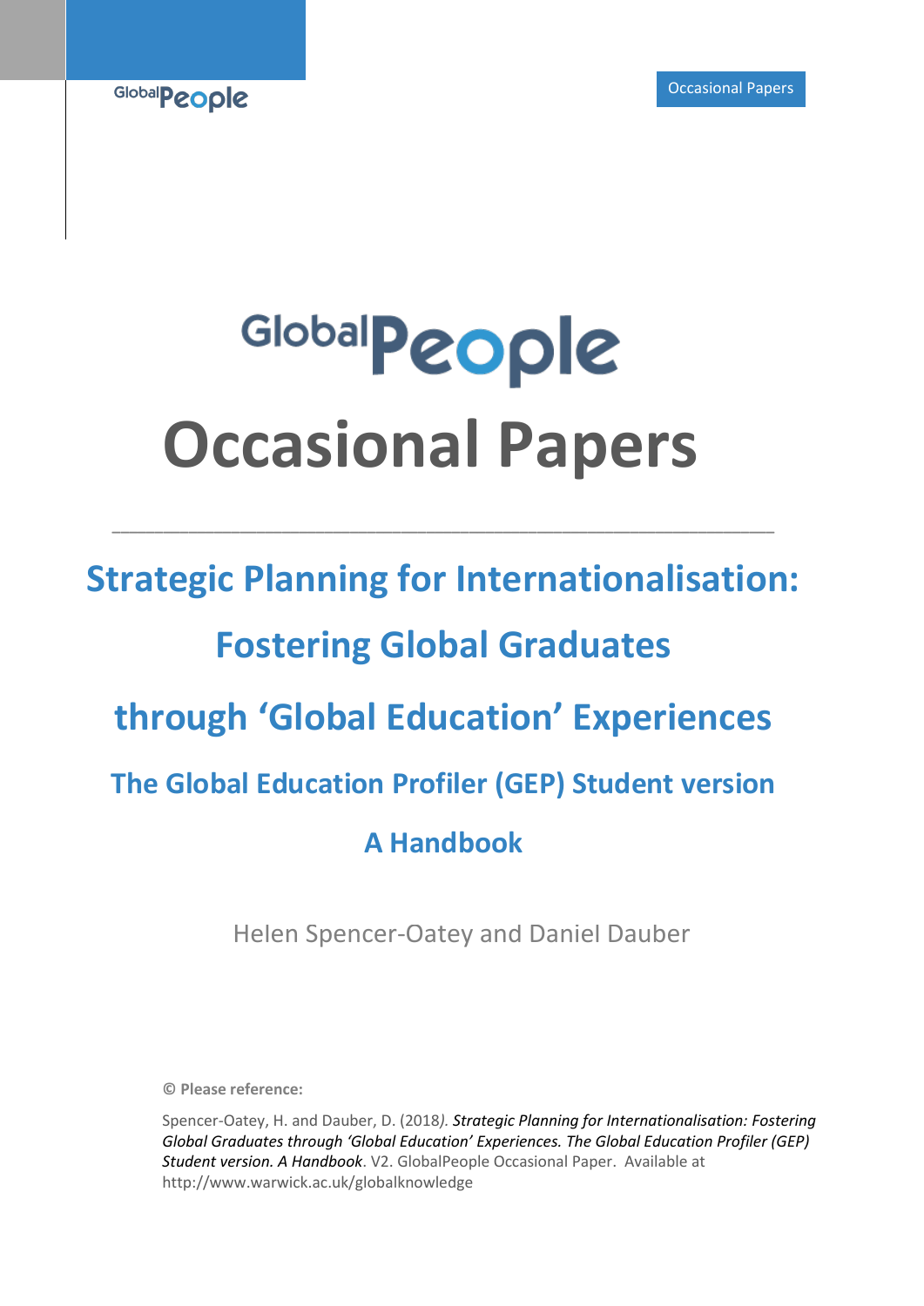# GlobalPeople Occasional Papers

---

## Strategic Planning for Internationalisation: Fostering Global Graduates through 'Global Education' Experiences

### The Global Education Profiler (GEP) Student version

### A Handbook

Helen Spencer-Oatey and Daniel Dauber

**© Please reference:**

Spencer-Oatey, H. and Dauber, D. (2018). *Strategic Planning for Internationalisation: Fostering Global Graduates through 'Global Education' Experiences. The Global Education Profiler (GEP) Student version. A Handbook*. V2. GlobalPeople Occasional Paper. Available at http://www.warwick.ac.uk/globalknowledge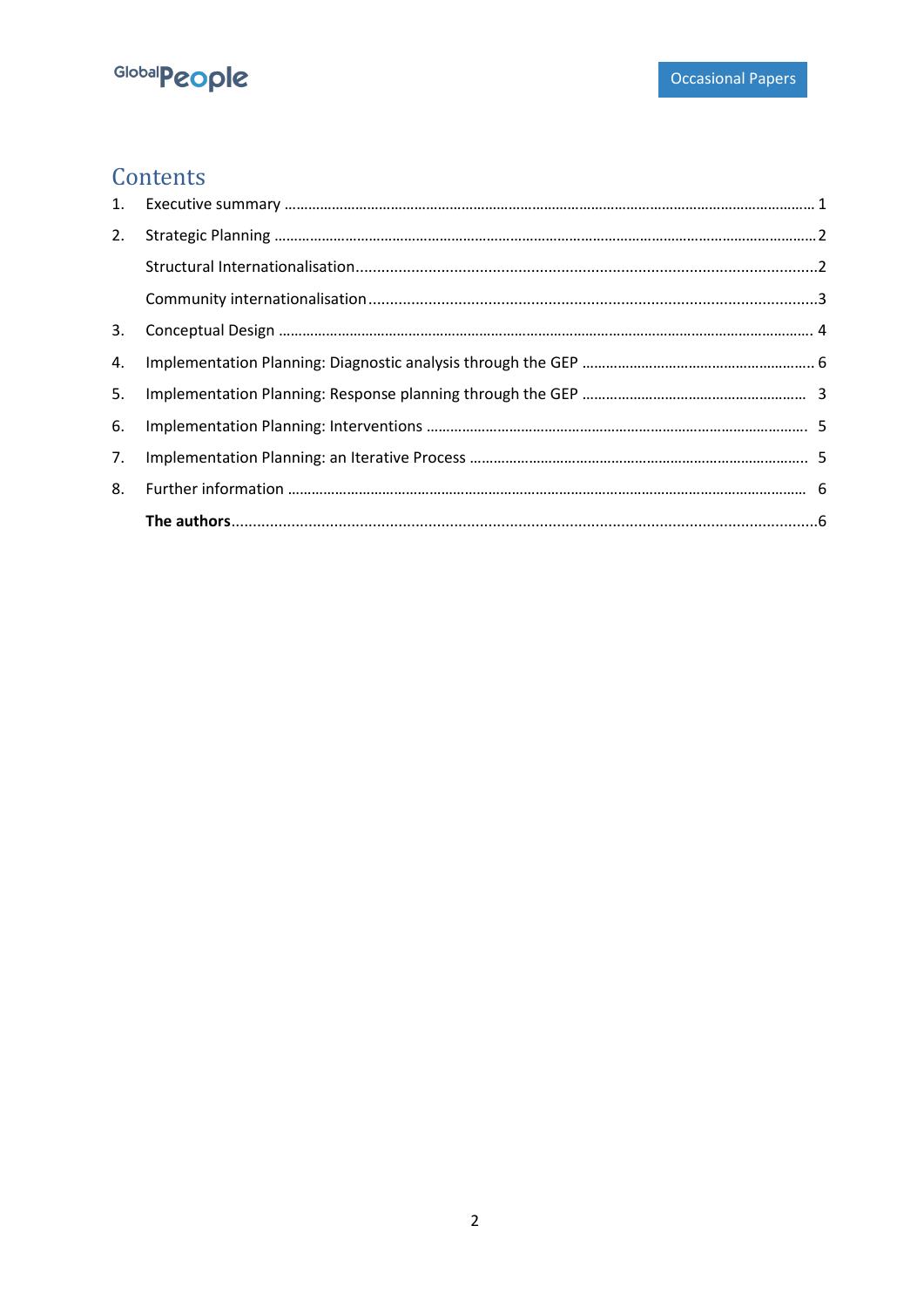# Contents

1. Executive summary ........................................................................................................................................ 1
2. Strategic Planning .......................................................................................................................................... 2
   Structural Internationalisation .......................................................................................................... 2
   Community internationalisation ....................................................................................................... 3
3. Conceptual Design ........................................................................................................................................ 4
4. Implementation Planning: Diagnostic analysis through the GEP .............................................................. 6
5. Implementation Planning: Response planning through the GEP ............................................................. 3
6. Implementation Planning: Interventions .................................................................................................. 5
7. Implementation Planning: an Iterative Process ........................................................................................ 5
8. Further information ...................................................................................................................................... 6

   **The authors** ........................................................................................................................................... 6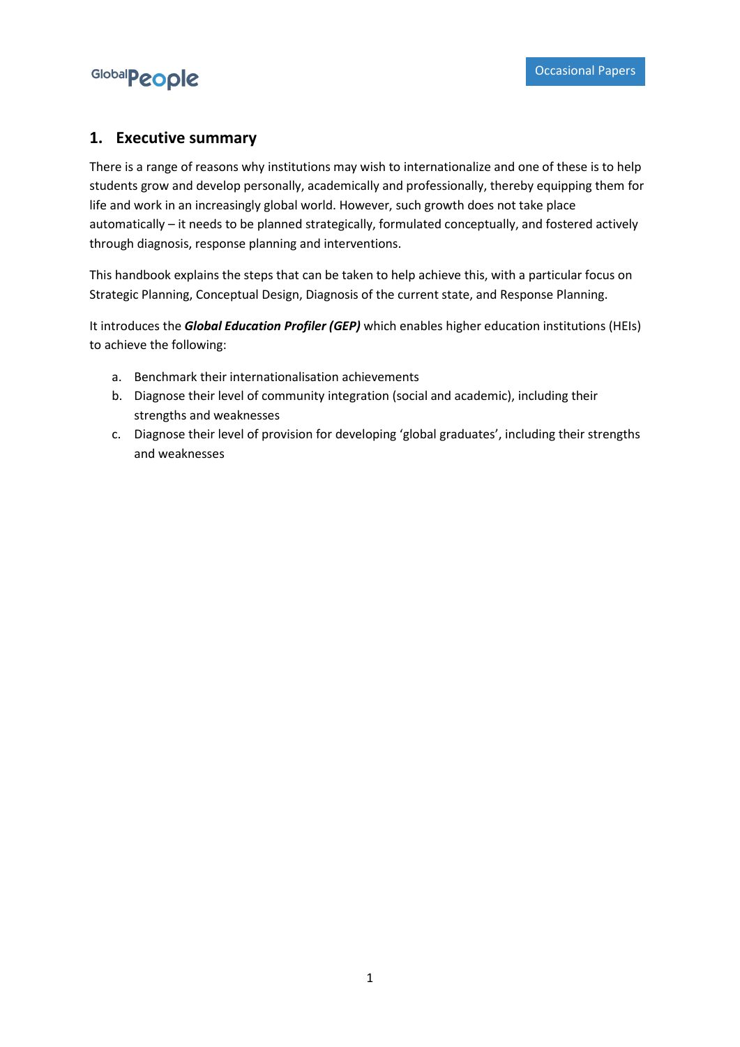## 1. Executive summary

There is a range of reasons why institutions may wish to internationalize and one of these is to help students grow and develop personally, academically and professionally, thereby equipping them for life and work in an increasingly global world. However, such growth does not take place automatically – it needs to be planned strategically, formulated conceptually, and fostered actively through diagnosis, response planning and interventions.

This handbook explains the steps that can be taken to help achieve this, with a particular focus on Strategic Planning, Conceptual Design, Diagnosis of the current state, and Response Planning.

It introduces the ***Global Education Profiler (GEP)*** which enables higher education institutions (HEIs) to achieve the following:

a. Benchmark their internationalisation achievements
b. Diagnose their level of community integration (social and academic), including their strengths and weaknesses
c. Diagnose their level of provision for developing 'global graduates', including their strengths and weaknesses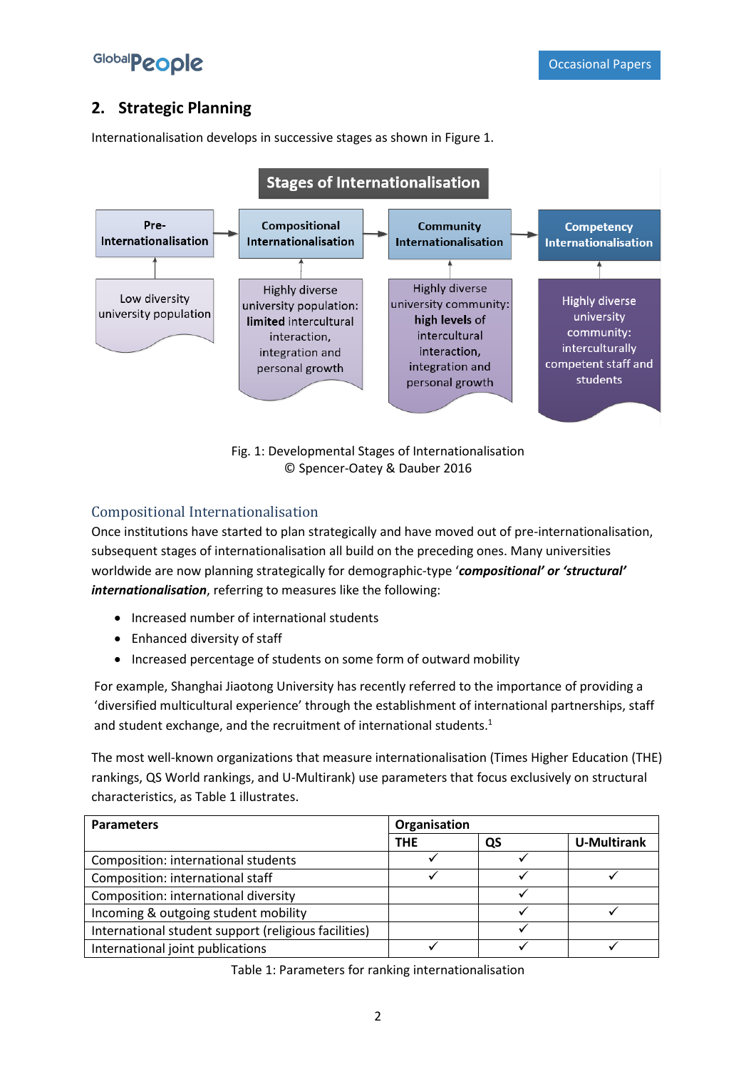## 2. Strategic Planning

Internationalisation develops in successive stages as shown in Figure 1.

**Stages of Internationalisation**

| Pre-Internationalisation | Compositional Internationalisation | Community Internationalisation | Competency Internationalisation |
|---|---|---|---|
| Low diversity university population | Highly diverse university population: **limited** intercultural interaction, integration and personal growth | Highly diverse university community: **high levels** of intercultural interaction, integration and personal growth | Highly diverse university community: interculturally competent staff and students |

Fig. 1: Developmental Stages of Internationalisation
© Spencer-Oatey & Dauber 2016

### Compositional Internationalisation

Once institutions have started to plan strategically and have moved out of pre-internationalisation, subsequent stages of internationalisation all build on the preceding ones. Many universities worldwide are now planning strategically for demographic-type '***compositional' or 'structural' internationalisation***, referring to measures like the following:

- Increased number of international students
- Enhanced diversity of staff
- Increased percentage of students on some form of outward mobility

For example, Shanghai Jiaotong University has recently referred to the importance of providing a 'diversified multicultural experience' through the establishment of international partnerships, staff and student exchange, and the recruitment of international students.[1]

The most well-known organizations that measure internationalisation (Times Higher Education (THE) rankings, QS World rankings, and U-Multirank) use parameters that focus exclusively on structural characteristics, as Table 1 illustrates.

| **Parameters** | **Organisation** | | |
|---|---|---|---|
| | **THE** | **QS** | **U-Multirank** |
| Composition: international students | ✓ | ✓ | |
| Composition: international staff | ✓ | ✓ | ✓ |
| Composition: international diversity | | ✓ | |
| Incoming & outgoing student mobility | | ✓ | ✓ |
| International student support (religious facilities) | | ✓ | |
| International joint publications | ✓ | ✓ | ✓ |

Table 1: Parameters for ranking internationalisation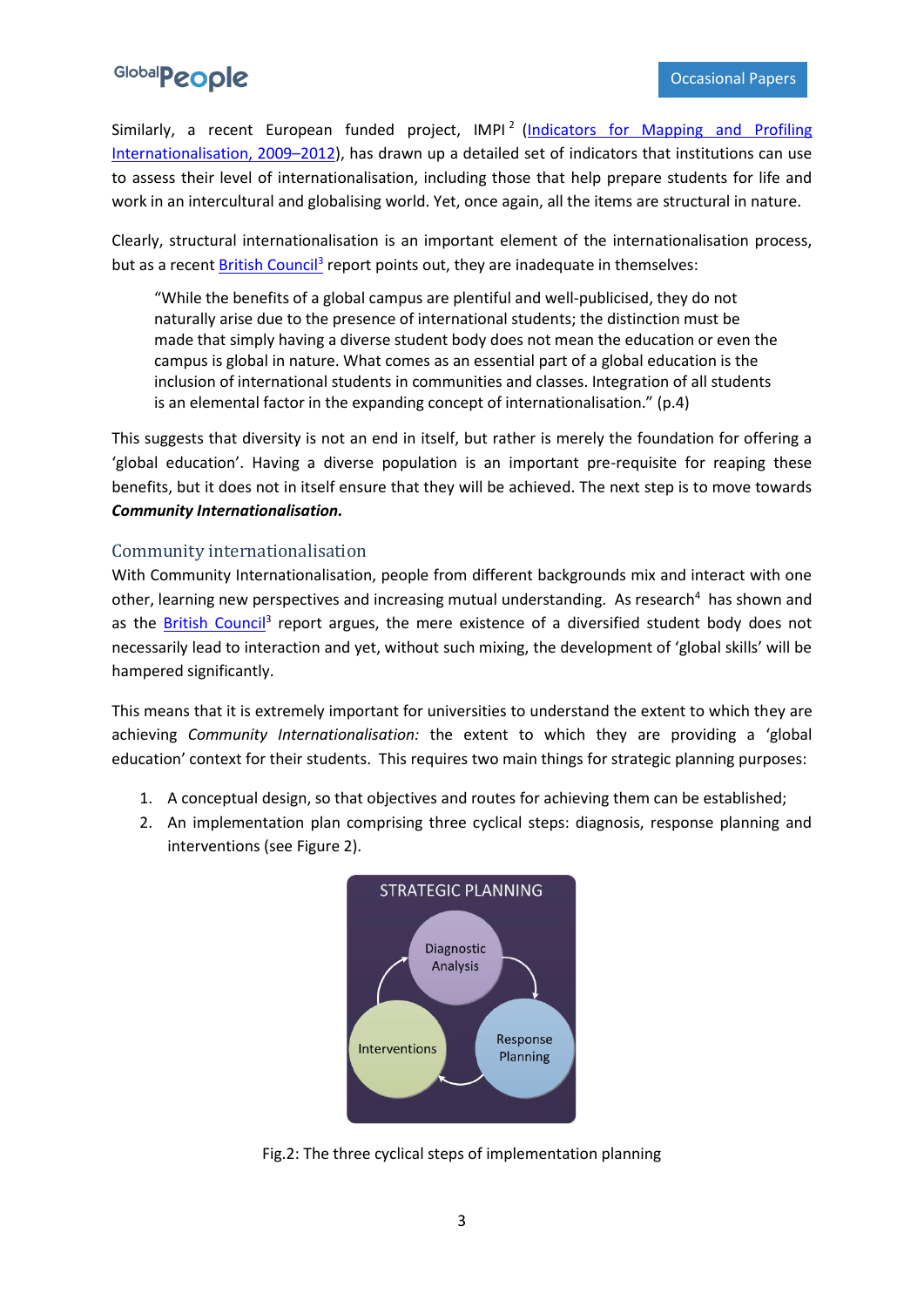Similarly, a recent European funded project, IMPI [2] (Indicators for Mapping and Profiling Internationalisation, 2009–2012), has drawn up a detailed set of indicators that institutions can use to assess their level of internationalisation, including those that help prepare students for life and work in an intercultural and globalising world. Yet, once again, all the items are structural in nature.

Clearly, structural internationalisation is an important element of the internationalisation process, but as a recent British Council[3] report points out, they are inadequate in themselves:

> "While the benefits of a global campus are plentiful and well-publicised, they do not naturally arise due to the presence of international students; the distinction must be made that simply having a diverse student body does not mean the education or even the campus is global in nature. What comes as an essential part of a global education is the inclusion of international students in communities and classes. Integration of all students is an elemental factor in the expanding concept of internationalisation." (p.4)

This suggests that diversity is not an end in itself, but rather is merely the foundation for offering a 'global education'. Having a diverse population is an important pre-requisite for reaping these benefits, but it does not in itself ensure that they will be achieved. The next step is to move towards ***Community Internationalisation.***

## Community internationalisation

With Community Internationalisation, people from different backgrounds mix and interact with one other, learning new perspectives and increasing mutual understanding. As research[4] has shown and as the British Council[3] report argues, the mere existence of a diversified student body does not necessarily lead to interaction and yet, without such mixing, the development of 'global skills' will be hampered significantly.

This means that it is extremely important for universities to understand the extent to which they are achieving *Community Internationalisation:* the extent to which they are providing a 'global education' context for their students. This requires two main things for strategic planning purposes:

1. A conceptual design, so that objectives and routes for achieving them can be established;
2. An implementation plan comprising three cyclical steps: diagnosis, response planning and interventions (see Figure 2).

STRATEGIC PLANNING

Diagnostic Analysis → Response Planning → Interventions → Diagnostic Analysis

Fig.2: The three cyclical steps of implementation planning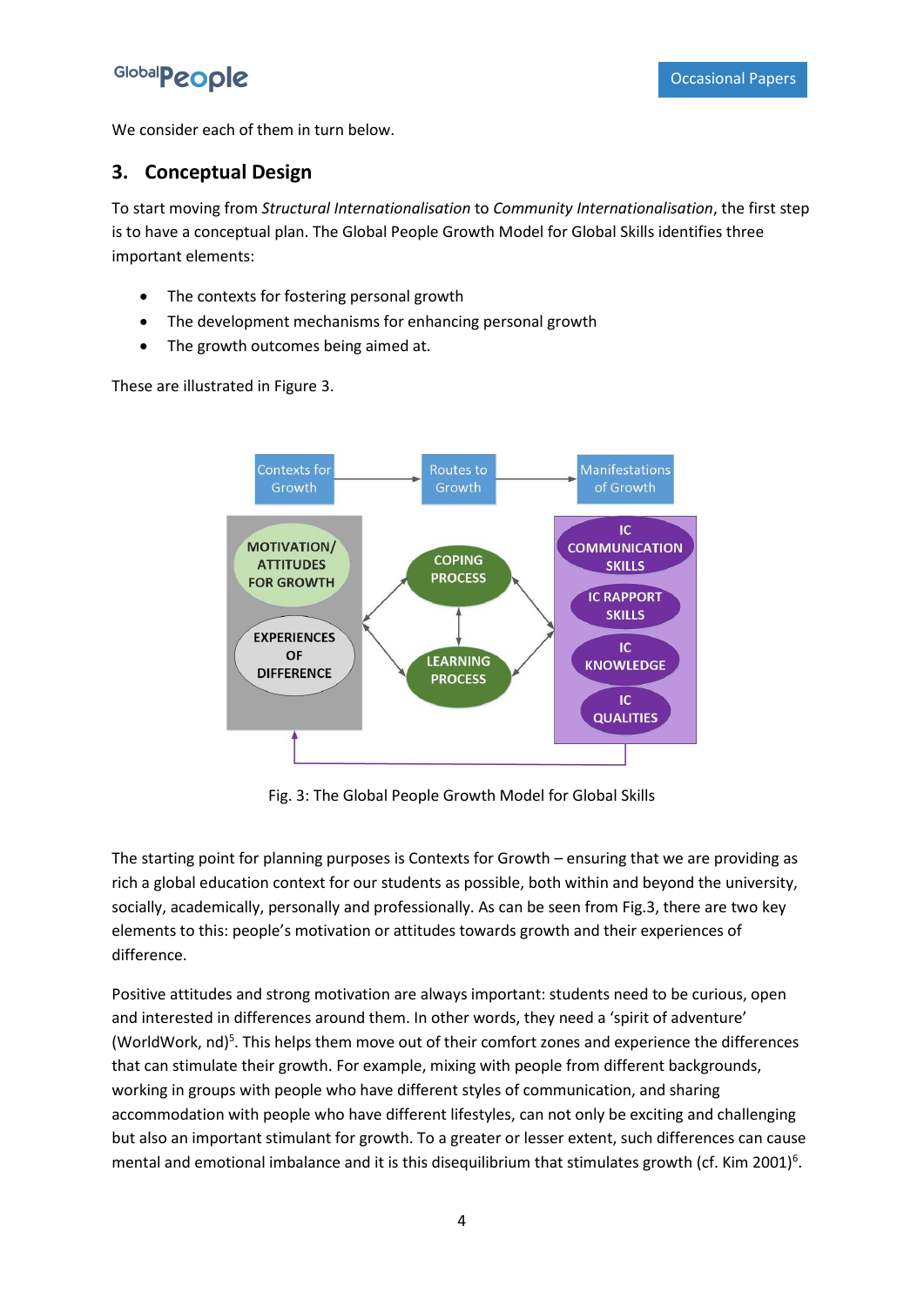We consider each of them in turn below.

## 3. Conceptual Design

To start moving from *Structural Internationalisation* to *Community Internationalisation*, the first step is to have a conceptual plan. The Global People Growth Model for Global Skills identifies three important elements:

- The contexts for fostering personal growth
- The development mechanisms for enhancing personal growth
- The growth outcomes being aimed at.

These are illustrated in Figure 3.

Fig. 3: The Global People Growth Model for Global Skills

The starting point for planning purposes is Contexts for Growth – ensuring that we are providing as rich a global education context for our students as possible, both within and beyond the university, socially, academically, personally and professionally. As can be seen from Fig.3, there are two key elements to this: people's motivation or attitudes towards growth and their experiences of difference.

Positive attitudes and strong motivation are always important: students need to be curious, open and interested in differences around them. In other words, they need a 'spirit of adventure' (WorldWork, nd)[5]. This helps them move out of their comfort zones and experience the differences that can stimulate their growth. For example, mixing with people from different backgrounds, working in groups with people who have different styles of communication, and sharing accommodation with people who have different lifestyles, can not only be exciting and challenging but also an important stimulant for growth. To a greater or lesser extent, such differences can cause mental and emotional imbalance and it is this disequilibrium that stimulates growth (cf. Kim 2001)[6].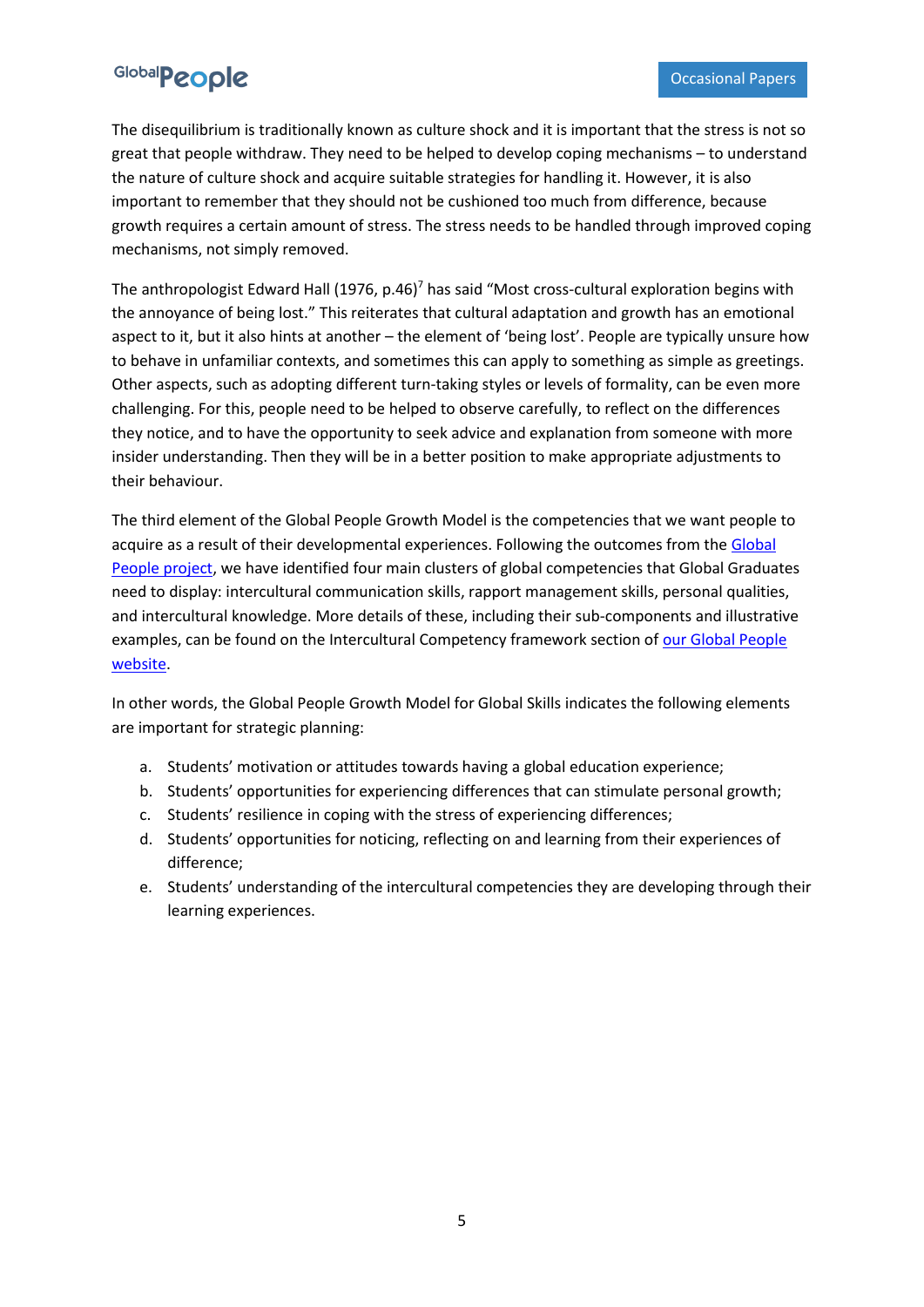The disequilibrium is traditionally known as culture shock and it is important that the stress is not so great that people withdraw. They need to be helped to develop coping mechanisms – to understand the nature of culture shock and acquire suitable strategies for handling it. However, it is also important to remember that they should not be cushioned too much from difference, because growth requires a certain amount of stress. The stress needs to be handled through improved coping mechanisms, not simply removed.

The anthropologist Edward Hall (1976, p.46)[7] has said "Most cross-cultural exploration begins with the annoyance of being lost." This reiterates that cultural adaptation and growth has an emotional aspect to it, but it also hints at another – the element of 'being lost'. People are typically unsure how to behave in unfamiliar contexts, and sometimes this can apply to something as simple as greetings. Other aspects, such as adopting different turn-taking styles or levels of formality, can be even more challenging. For this, people need to be helped to observe carefully, to reflect on the differences they notice, and to have the opportunity to seek advice and explanation from someone with more insider understanding. Then they will be in a better position to make appropriate adjustments to their behaviour.

The third element of the Global People Growth Model is the competencies that we want people to acquire as a result of their developmental experiences. Following the outcomes from the Global People project, we have identified four main clusters of global competencies that Global Graduates need to display: intercultural communication skills, rapport management skills, personal qualities, and intercultural knowledge. More details of these, including their sub-components and illustrative examples, can be found on the Intercultural Competency framework section of our Global People website.

In other words, the Global People Growth Model for Global Skills indicates the following elements are important for strategic planning:

a. Students' motivation or attitudes towards having a global education experience;
b. Students' opportunities for experiencing differences that can stimulate personal growth;
c. Students' resilience in coping with the stress of experiencing differences;
d. Students' opportunities for noticing, reflecting on and learning from their experiences of difference;
e. Students' understanding of the intercultural competencies they are developing through their learning experiences.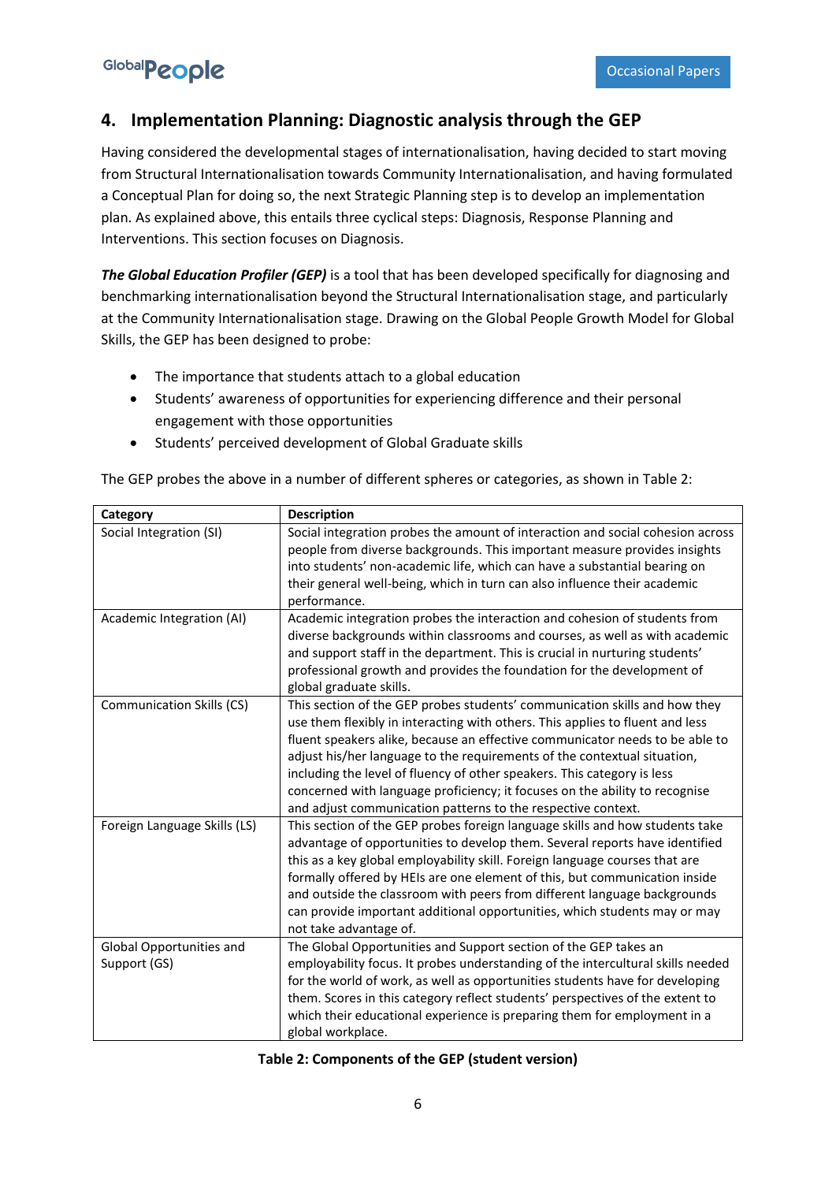## 4. Implementation Planning: Diagnostic analysis through the GEP

Having considered the developmental stages of internationalisation, having decided to start moving from Structural Internationalisation towards Community Internationalisation, and having formulated a Conceptual Plan for doing so, the next Strategic Planning step is to develop an implementation plan. As explained above, this entails three cyclical steps: Diagnosis, Response Planning and Interventions. This section focuses on Diagnosis.

***The Global Education Profiler (GEP)*** is a tool that has been developed specifically for diagnosing and benchmarking internationalisation beyond the Structural Internationalisation stage, and particularly at the Community Internationalisation stage. Drawing on the Global People Growth Model for Global Skills, the GEP has been designed to probe:

- The importance that students attach to a global education
- Students' awareness of opportunities for experiencing difference and their personal engagement with those opportunities
- Students' perceived development of Global Graduate skills

The GEP probes the above in a number of different spheres or categories, as shown in Table 2:

| Category | Description |
|---|---|
| Social Integration (SI) | Social integration probes the amount of interaction and social cohesion across people from diverse backgrounds. This important measure provides insights into students' non-academic life, which can have a substantial bearing on their general well-being, which in turn can also influence their academic performance. |
| Academic Integration (AI) | Academic integration probes the interaction and cohesion of students from diverse backgrounds within classrooms and courses, as well as with academic and support staff in the department. This is crucial in nurturing students' professional growth and provides the foundation for the development of global graduate skills. |
| Communication Skills (CS) | This section of the GEP probes students' communication skills and how they use them flexibly in interacting with others. This applies to fluent and less fluent speakers alike, because an effective communicator needs to be able to adjust his/her language to the requirements of the contextual situation, including the level of fluency of other speakers. This category is less concerned with language proficiency; it focuses on the ability to recognise and adjust communication patterns to the respective context. |
| Foreign Language Skills (LS) | This section of the GEP probes foreign language skills and how students take advantage of opportunities to develop them. Several reports have identified this as a key global employability skill. Foreign language courses that are formally offered by HEIs are one element of this, but communication inside and outside the classroom with peers from different language backgrounds can provide important additional opportunities, which students may or may not take advantage of. |
| Global Opportunities and Support (GS) | The Global Opportunities and Support section of the GEP takes an employability focus. It probes understanding of the intercultural skills needed for the world of work, as well as opportunities students have for developing them. Scores in this category reflect students' perspectives of the extent to which their educational experience is preparing them for employment in a global workplace. |

**Table 2: Components of the GEP (student version)**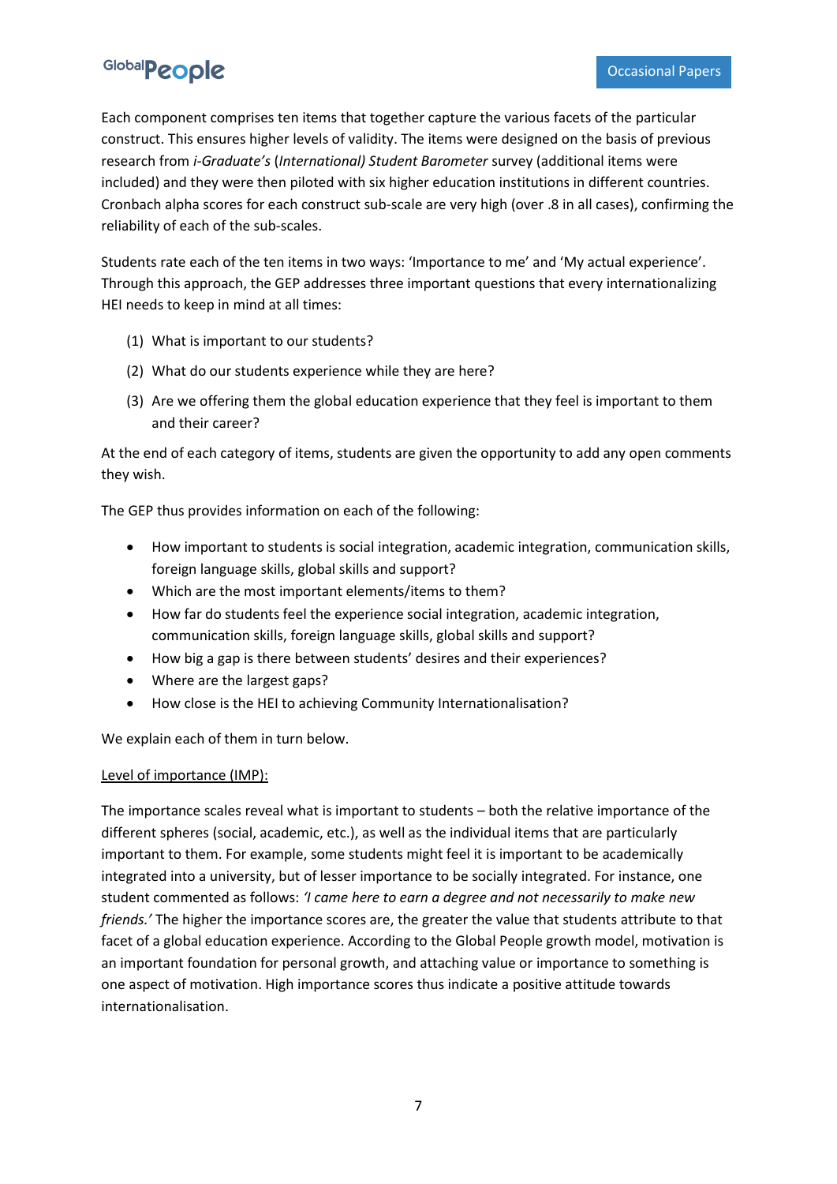Each component comprises ten items that together capture the various facets of the particular construct. This ensures higher levels of validity. The items were designed on the basis of previous research from *i-Graduate's* (*International) Student Barometer* survey (additional items were included) and they were then piloted with six higher education institutions in different countries. Cronbach alpha scores for each construct sub-scale are very high (over .8 in all cases), confirming the reliability of each of the sub-scales.

Students rate each of the ten items in two ways: 'Importance to me' and 'My actual experience'. Through this approach, the GEP addresses three important questions that every internationalizing HEI needs to keep in mind at all times:

(1) What is important to our students?

(2) What do our students experience while they are here?

(3) Are we offering them the global education experience that they feel is important to them and their career?

At the end of each category of items, students are given the opportunity to add any open comments they wish.

The GEP thus provides information on each of the following:

- How important to students is social integration, academic integration, communication skills, foreign language skills, global skills and support?
- Which are the most important elements/items to them?
- How far do students feel the experience social integration, academic integration, communication skills, foreign language skills, global skills and support?
- How big a gap is there between students' desires and their experiences?
- Where are the largest gaps?
- How close is the HEI to achieving Community Internationalisation?

We explain each of them in turn below.

<u>Level of importance (IMP):</u>

The importance scales reveal what is important to students – both the relative importance of the different spheres (social, academic, etc.), as well as the individual items that are particularly important to them. For example, some students might feel it is important to be academically integrated into a university, but of lesser importance to be socially integrated. For instance, one student commented as follows: *'I came here to earn a degree and not necessarily to make new friends.'* The higher the importance scores are, the greater the value that students attribute to that facet of a global education experience. According to the Global People growth model, motivation is an important foundation for personal growth, and attaching value or importance to something is one aspect of motivation. High importance scores thus indicate a positive attitude towards internationalisation.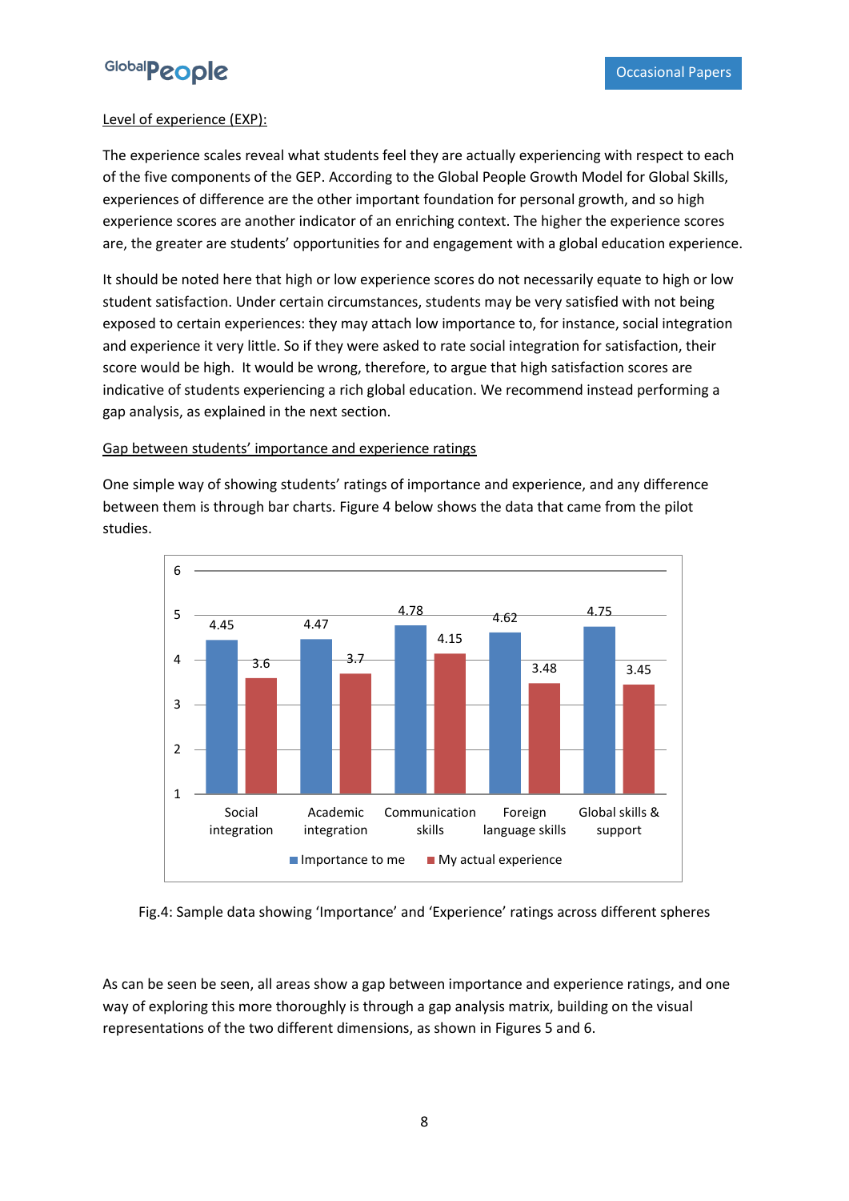Level of experience (EXP):

The experience scales reveal what students feel they are actually experiencing with respect to each of the five components of the GEP. According to the Global People Growth Model for Global Skills, experiences of difference are the other important foundation for personal growth, and so high experience scores are another indicator of an enriching context. The higher the experience scores are, the greater are students' opportunities for and engagement with a global education experience.

It should be noted here that high or low experience scores do not necessarily equate to high or low student satisfaction. Under certain circumstances, students may be very satisfied with not being exposed to certain experiences: they may attach low importance to, for instance, social integration and experience it very little. So if they were asked to rate social integration for satisfaction, their score would be high. It would be wrong, therefore, to argue that high satisfaction scores are indicative of students experiencing a rich global education. We recommend instead performing a gap analysis, as explained in the next section.

Gap between students' importance and experience ratings

One simple way of showing students' ratings of importance and experience, and any difference between them is through bar charts. Figure 4 below shows the data that came from the pilot studies.

| | Importance to me | My actual experience |
|---|---|---|
| Social integration | 4.45 | 3.6 |
| Academic integration | 4.47 | 3.7 |
| Communication skills | 4.78 | 4.15 |
| Foreign language skills | 4.62 | 3.48 |
| Global skills & support | 4.75 | 3.45 |

Fig.4: Sample data showing 'Importance' and 'Experience' ratings across different spheres

As can be seen be seen, all areas show a gap between importance and experience ratings, and one way of exploring this more thoroughly is through a gap analysis matrix, building on the visual representations of the two different dimensions, as shown in Figures 5 and 6.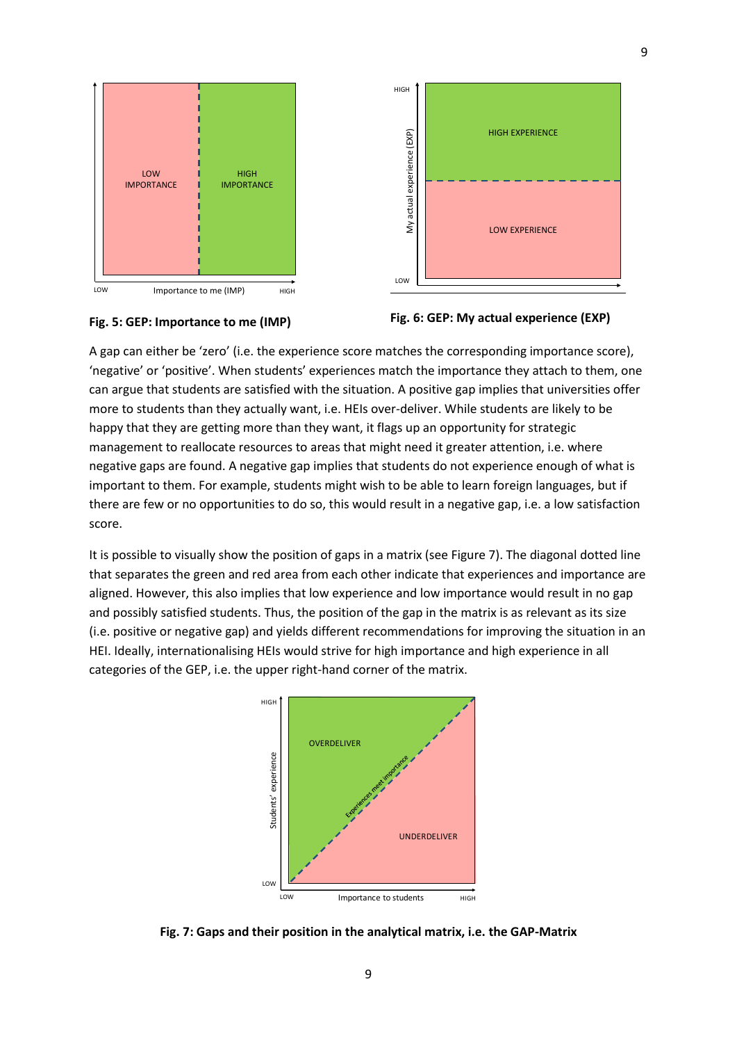Fig. 5: GEP: Importance to me (IMP)

Fig. 6: GEP: My actual experience (EXP)

A gap can either be 'zero' (i.e. the experience score matches the corresponding importance score), 'negative' or 'positive'. When students' experiences match the importance they attach to them, one can argue that students are satisfied with the situation. A positive gap implies that universities offer more to students than they actually want, i.e. HEIs over-deliver. While students are likely to be happy that they are getting more than they want, it flags up an opportunity for strategic management to reallocate resources to areas that might need it greater attention, i.e. where negative gaps are found. A negative gap implies that students do not experience enough of what is important to them. For example, students might wish to be able to learn foreign languages, but if there are few or no opportunities to do so, this would result in a negative gap, i.e. a low satisfaction score.

It is possible to visually show the position of gaps in a matrix (see Figure 7). The diagonal dotted line that separates the green and red area from each other indicate that experiences and importance are aligned. However, this also implies that low experience and low importance would result in no gap and possibly satisfied students. Thus, the position of the gap in the matrix is as relevant as its size (i.e. positive or negative gap) and yields different recommendations for improving the situation in an HEI. Ideally, internationalising HEIs would strive for high importance and high experience in all categories of the GEP, i.e. the upper right-hand corner of the matrix.

Fig. 7: Gaps and their position in the analytical matrix, i.e. the GAP-Matrix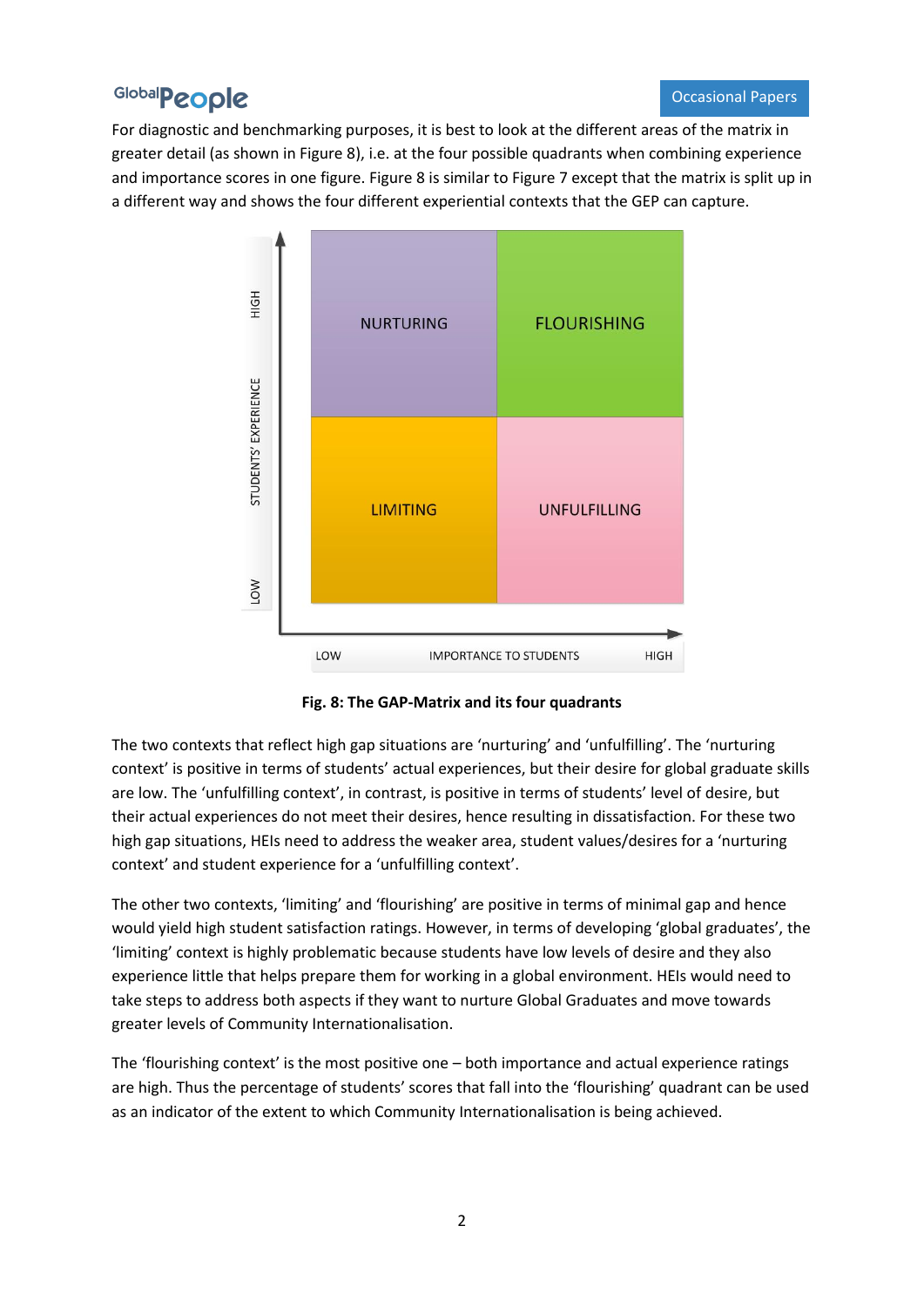For diagnostic and benchmarking purposes, it is best to look at the different areas of the matrix in greater detail (as shown in Figure 8), i.e. at the four possible quadrants when combining experience and importance scores in one figure. Figure 8 is similar to Figure 7 except that the matrix is split up in a different way and shows the four different experiential contexts that the GEP can capture.

**Fig. 8: The GAP-Matrix and its four quadrants**

The two contexts that reflect high gap situations are 'nurturing' and 'unfulfilling'. The 'nurturing context' is positive in terms of students' actual experiences, but their desire for global graduate skills are low. The 'unfulfilling context', in contrast, is positive in terms of students' level of desire, but their actual experiences do not meet their desires, hence resulting in dissatisfaction. For these two high gap situations, HEIs need to address the weaker area, student values/desires for a 'nurturing context' and student experience for a 'unfulfilling context'.

The other two contexts, 'limiting' and 'flourishing' are positive in terms of minimal gap and hence would yield high student satisfaction ratings. However, in terms of developing 'global graduates', the 'limiting' context is highly problematic because students have low levels of desire and they also experience little that helps prepare them for working in a global environment. HEIs would need to take steps to address both aspects if they want to nurture Global Graduates and move towards greater levels of Community Internationalisation.

The 'flourishing context' is the most positive one – both importance and actual experience ratings are high. Thus the percentage of students' scores that fall into the 'flourishing' quadrant can be used as an indicator of the extent to which Community Internationalisation is being achieved.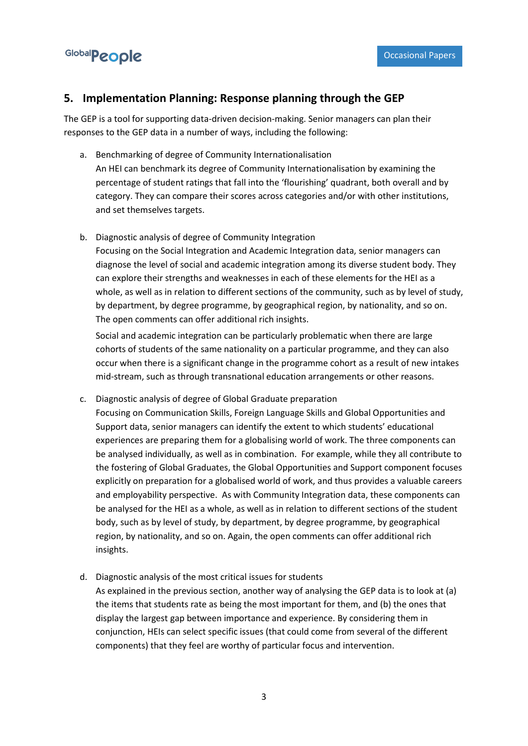## 5. Implementation Planning: Response planning through the GEP

The GEP is a tool for supporting data-driven decision-making. Senior managers can plan their responses to the GEP data in a number of ways, including the following:

a. Benchmarking of degree of Community Internationalisation
An HEI can benchmark its degree of Community Internationalisation by examining the percentage of student ratings that fall into the 'flourishing' quadrant, both overall and by category. They can compare their scores across categories and/or with other institutions, and set themselves targets.

b. Diagnostic analysis of degree of Community Integration
Focusing on the Social Integration and Academic Integration data, senior managers can diagnose the level of social and academic integration among its diverse student body. They can explore their strengths and weaknesses in each of these elements for the HEI as a whole, as well as in relation to different sections of the community, such as by level of study, by department, by degree programme, by geographical region, by nationality, and so on. The open comments can offer additional rich insights.

   Social and academic integration can be particularly problematic when there are large cohorts of students of the same nationality on a particular programme, and they can also occur when there is a significant change in the programme cohort as a result of new intakes mid-stream, such as through transnational education arrangements or other reasons.

c. Diagnostic analysis of degree of Global Graduate preparation
Focusing on Communication Skills, Foreign Language Skills and Global Opportunities and Support data, senior managers can identify the extent to which students' educational experiences are preparing them for a globalising world of work. The three components can be analysed individually, as well as in combination. For example, while they all contribute to the fostering of Global Graduates, the Global Opportunities and Support component focuses explicitly on preparation for a globalised world of work, and thus provides a valuable careers and employability perspective. As with Community Integration data, these components can be analysed for the HEI as a whole, as well as in relation to different sections of the student body, such as by level of study, by department, by degree programme, by geographical region, by nationality, and so on. Again, the open comments can offer additional rich insights.

d. Diagnostic analysis of the most critical issues for students
As explained in the previous section, another way of analysing the GEP data is to look at (a) the items that students rate as being the most important for them, and (b) the ones that display the largest gap between importance and experience. By considering them in conjunction, HEIs can select specific issues (that could come from several of the different components) that they feel are worthy of particular focus and intervention.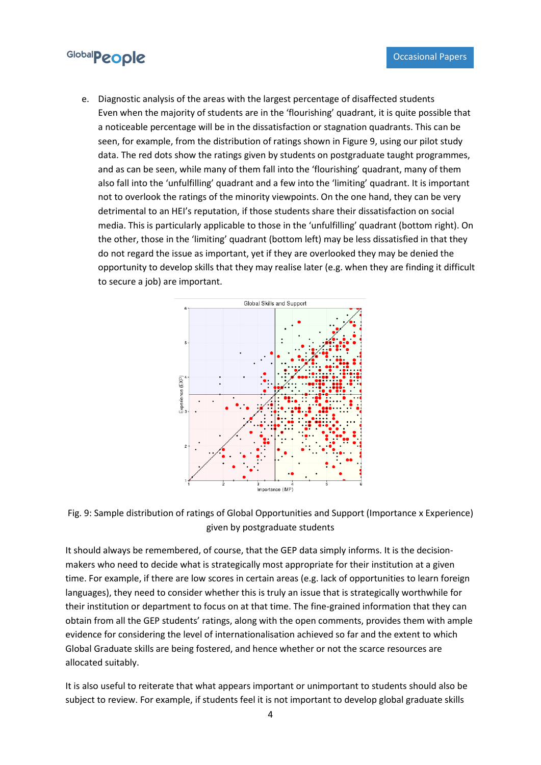e. Diagnostic analysis of the areas with the largest percentage of disaffected students
   Even when the majority of students are in the 'flourishing' quadrant, it is quite possible that a noticeable percentage will be in the dissatisfaction or stagnation quadrants. This can be seen, for example, from the distribution of ratings shown in Figure 9, using our pilot study data. The red dots show the ratings given by students on postgraduate taught programmes, and as can be seen, while many of them fall into the 'flourishing' quadrant, many of them also fall into the 'unfulfilling' quadrant and a few into the 'limiting' quadrant. It is important not to overlook the ratings of the minority viewpoints. On the one hand, they can be very detrimental to an HEI's reputation, if those students share their dissatisfaction on social media. This is particularly applicable to those in the 'unfulfilling' quadrant (bottom right). On the other, those in the 'limiting' quadrant (bottom left) may be less dissatisfied in that they do not regard the issue as important, yet if they are overlooked they may be denied the opportunity to develop skills that they may realise later (e.g. when they are finding it difficult to secure a job) are important.

Fig. 9: Sample distribution of ratings of Global Opportunities and Support (Importance x Experience) given by postgraduate students

It should always be remembered, of course, that the GEP data simply informs. It is the decision-makers who need to decide what is strategically most appropriate for their institution at a given time. For example, if there are low scores in certain areas (e.g. lack of opportunities to learn foreign languages), they need to consider whether this is truly an issue that is strategically worthwhile for their institution or department to focus on at that time. The fine-grained information that they can obtain from all the GEP students' ratings, along with the open comments, provides them with ample evidence for considering the level of internationalisation achieved so far and the extent to which Global Graduate skills are being fostered, and hence whether or not the scarce resources are allocated suitably.

It is also useful to reiterate that what appears important or unimportant to students should also be subject to review. For example, if students feel it is not important to develop global graduate skills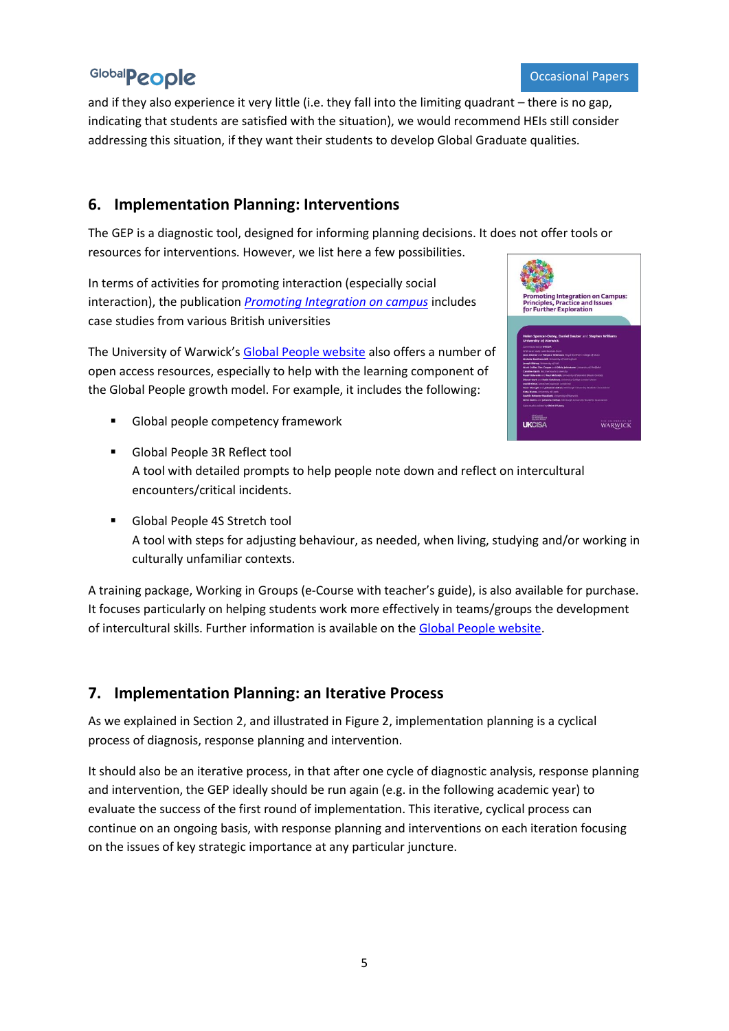and if they also experience it very little (i.e. they fall into the limiting quadrant – there is no gap, indicating that students are satisfied with the situation), we would recommend HEIs still consider addressing this situation, if they want their students to develop Global Graduate qualities.

## 6. Implementation Planning: Interventions

The GEP is a diagnostic tool, designed for informing planning decisions. It does not offer tools or resources for interventions. However, we list here a few possibilities.

In terms of activities for promoting interaction (especially social interaction), the publication *Promoting Integration on campus* includes case studies from various British universities

The University of Warwick's Global People website also offers a number of open access resources, especially to help with the learning component of the Global People growth model. For example, it includes the following:

- Global people competency framework
- Global People 3R Reflect tool
  A tool with detailed prompts to help people note down and reflect on intercultural encounters/critical incidents.
- Global People 4S Stretch tool
  A tool with steps for adjusting behaviour, as needed, when living, studying and/or working in culturally unfamiliar contexts.

A training package, Working in Groups (e-Course with teacher's guide), is also available for purchase. It focuses particularly on helping students work more effectively in teams/groups the development of intercultural skills. Further information is available on the Global People website.

## 7. Implementation Planning: an Iterative Process

As we explained in Section 2, and illustrated in Figure 2, implementation planning is a cyclical process of diagnosis, response planning and intervention.

It should also be an iterative process, in that after one cycle of diagnostic analysis, response planning and intervention, the GEP ideally should be run again (e.g. in the following academic year) to evaluate the success of the first round of implementation. This iterative, cyclical process can continue on an ongoing basis, with response planning and interventions on each iteration focusing on the issues of key strategic importance at any particular juncture.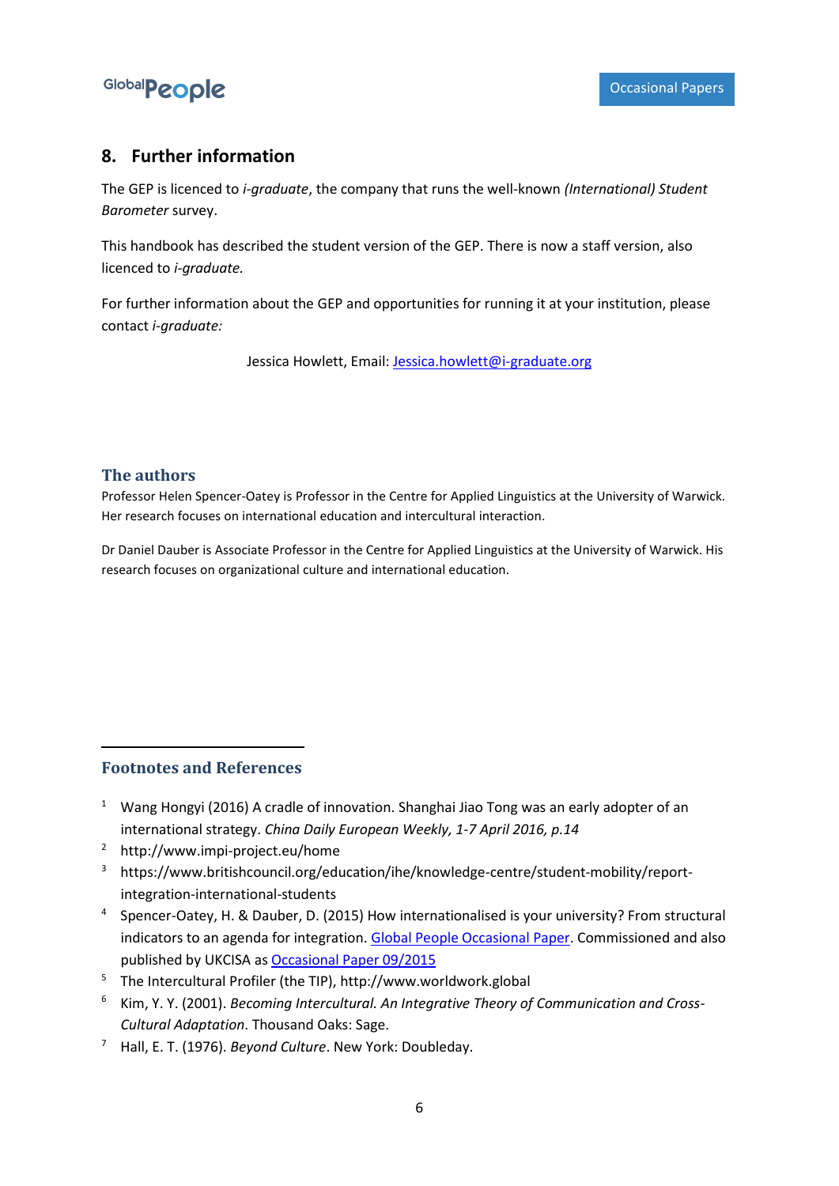## 8. Further information

The GEP is licenced to *i-graduate*, the company that runs the well-known *(International) Student Barometer* survey.

This handbook has described the student version of the GEP. There is now a staff version, also licenced to *i-graduate.*

For further information about the GEP and opportunities for running it at your institution, please contact *i-graduate:*

Jessica Howlett, Email: [Jessica.howlett@i-graduate.org](mailto:Jessica.howlett@i-graduate.org)

### The authors

Professor Helen Spencer-Oatey is Professor in the Centre for Applied Linguistics at the University of Warwick. Her research focuses on international education and intercultural interaction.

Dr Daniel Dauber is Associate Professor in the Centre for Applied Linguistics at the University of Warwick. His research focuses on organizational culture and international education.

### Footnotes and References

[1] Wang Hongyi (2016) A cradle of innovation. Shanghai Jiao Tong was an early adopter of an international strategy. *China Daily European Weekly, 1-7 April 2016, p.14*

[2] http://www.impi-project.eu/home

[3] https://www.britishcouncil.org/education/ihe/knowledge-centre/student-mobility/report-integration-international-students

[4] Spencer-Oatey, H. & Dauber, D. (2015) How internationalised is your university? From structural indicators to an agenda for integration. Global People Occasional Paper. Commissioned and also published by UKCISA as Occasional Paper 09/2015

[5] The Intercultural Profiler (the TIP), http://www.worldwork.global

[6] Kim, Y. Y. (2001). *Becoming Intercultural. An Integrative Theory of Communication and Cross-Cultural Adaptation*. Thousand Oaks: Sage.

[7] Hall, E. T. (1976). *Beyond Culture*. New York: Doubleday.